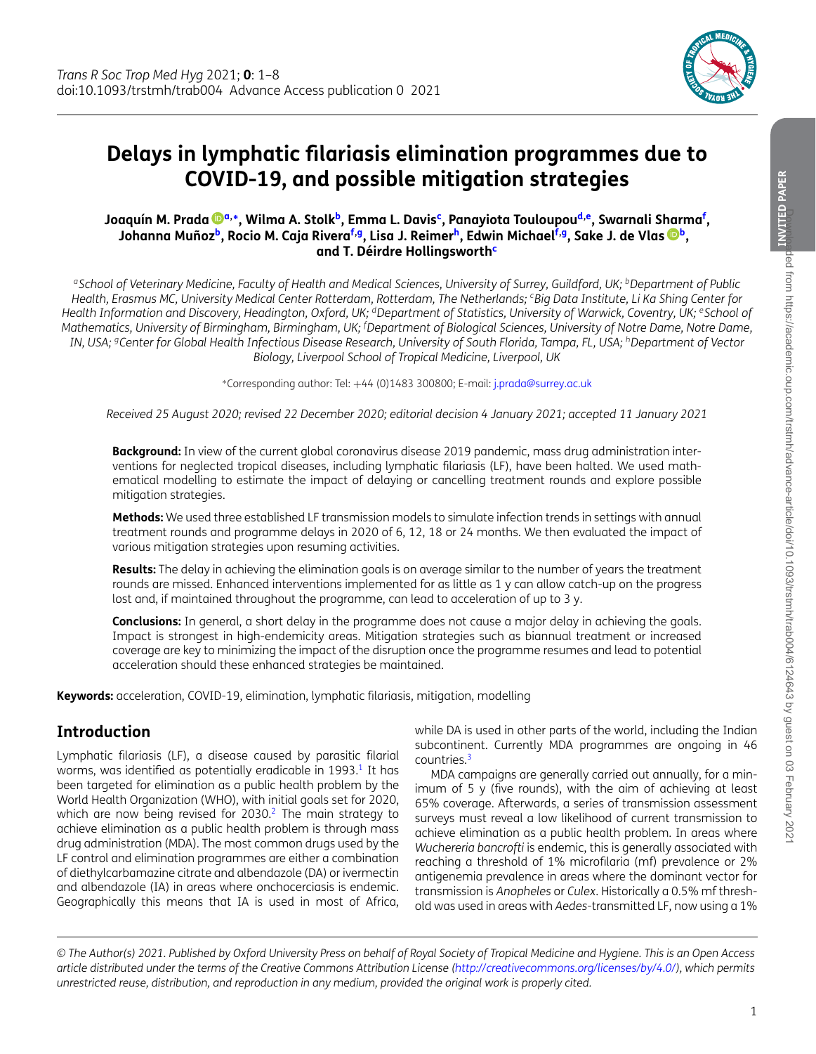# Delays in lymphatic filariasis elimination programmes due to COVID-19, and possible mitigation strategies

**Joaquín M. Prada[a,*], Wilma A. Stolk[b], Emma L. Davis[c], Panayiota Touloupou[d,e], Swarnali Sharma[f], Johanna Muñoz[b], Rocio M. Caja Rivera[f,g], Lisa J. Reimer[h], Edwin Michael[f,g], Sake J. de Vlas[b], and T. Déirdre Hollingsworth[c]**

*[a]School of Veterinary Medicine, Faculty of Health and Medical Sciences, University of Surrey, Guildford, UK; [b]Department of Public Health, Erasmus MC, University Medical Center Rotterdam, Rotterdam, The Netherlands; [c]Big Data Institute, Li Ka Shing Center for Health Information and Discovery, Headington, Oxford, UK; [d]Department of Statistics, University of Warwick, Coventry, UK; [e]School of Mathematics, University of Birmingham, Birmingham, UK; [f]Department of Biological Sciences, University of Notre Dame, Notre Dame, IN, USA; [g]Center for Global Health Infectious Disease Research, University of South Florida, Tampa, FL, USA; [h]Department of Vector Biology, Liverpool School of Tropical Medicine, Liverpool, UK*

*Corresponding author: Tel: +44 (0)1483 300800; E-mail: j.prada@surrey.ac.uk

*Received 25 August 2020; revised 22 December 2020; editorial decision 4 January 2021; accepted 11 January 2021*

**Background:** In view of the current global coronavirus disease 2019 pandemic, mass drug administration interventions for neglected tropical diseases, including lymphatic filariasis (LF), have been halted. We used mathematical modelling to estimate the impact of delaying or cancelling treatment rounds and explore possible mitigation strategies.

**Methods:** We used three established LF transmission models to simulate infection trends in settings with annual treatment rounds and programme delays in 2020 of 6, 12, 18 or 24 months. We then evaluated the impact of various mitigation strategies upon resuming activities.

**Results:** The delay in achieving the elimination goals is on average similar to the number of years the treatment rounds are missed. Enhanced interventions implemented for as little as 1 y can allow catch-up on the progress lost and, if maintained throughout the programme, can lead to acceleration of up to 3 y.

**Conclusions:** In general, a short delay in the programme does not cause a major delay in achieving the goals. Impact is strongest in high-endemicity areas. Mitigation strategies such as biannual treatment or increased coverage are key to minimizing the impact of the disruption once the programme resumes and lead to potential acceleration should these enhanced strategies be maintained.

**Keywords:** acceleration, COVID-19, elimination, lymphatic filariasis, mitigation, modelling

## Introduction

Lymphatic filariasis (LF), a disease caused by parasitic filarial worms, was identified as potentially eradicable in 1993.[1] It has been targeted for elimination as a public health problem by the World Health Organization (WHO), with initial goals set for 2020, which are now being revised for 2030.[2] The main strategy to achieve elimination as a public health problem is through mass drug administration (MDA). The most common drugs used by the LF control and elimination programmes are either a combination of diethylcarbamazine citrate and albendazole (DA) or ivermectin and albendazole (IA) in areas where onchocerciasis is endemic. Geographically this means that IA is used in most of Africa, while DA is used in other parts of the world, including the Indian subcontinent. Currently MDA programmes are ongoing in 46 countries.[3]

MDA campaigns are generally carried out annually, for a minimum of 5 y (five rounds), with the aim of achieving at least 65% coverage. Afterwards, a series of transmission assessment surveys must reveal a low likelihood of current transmission to achieve elimination as a public health problem. In areas where *Wuchereria bancrofti* is endemic, this is generally associated with reaching a threshold of 1% microfilaria (mf) prevalence or 2% antigenemia prevalence in areas where the dominant vector for transmission is *Anopheles* or *Culex*. Historically a 0.5% mf threshold was used in areas with *Aedes*-transmitted LF, now using a 1%

*© The Author(s) 2021. Published by Oxford University Press on behalf of Royal Society of Tropical Medicine and Hygiene. This is an Open Access article distributed under the terms of the Creative Commons Attribution License (http://creativecommons.org/licenses/by/4.0/), which permits unrestricted reuse, distribution, and reproduction in any medium, provided the original work is properly cited.*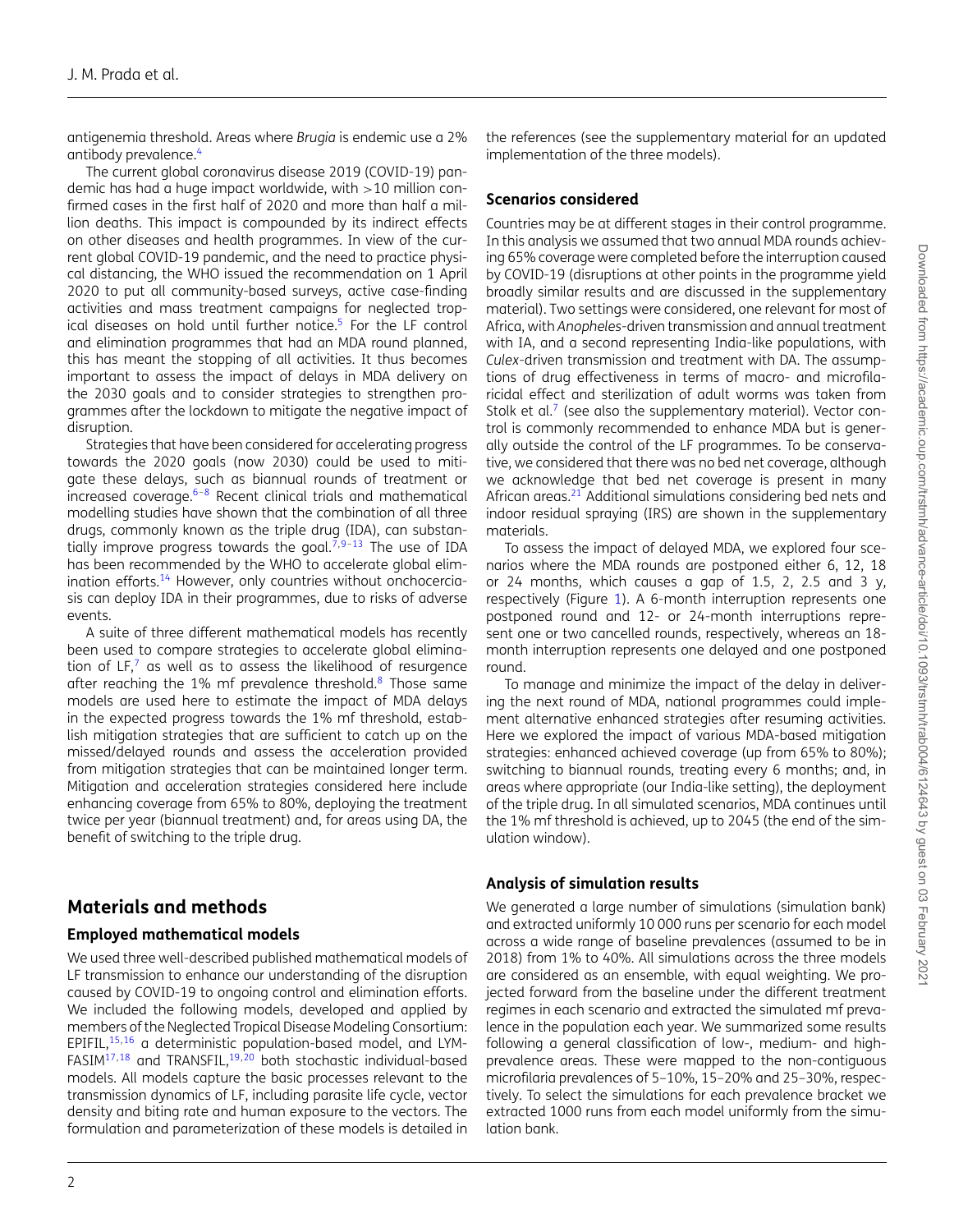antigenemia threshold. Areas where *Brugia* is endemic use a 2% antibody prevalence.[4]

The current global coronavirus disease 2019 (COVID-19) pandemic has had a huge impact worldwide, with >10 million confirmed cases in the first half of 2020 and more than half a million deaths. This impact is compounded by its indirect effects on other diseases and health programmes. In view of the current global COVID-19 pandemic, and the need to practice physical distancing, the WHO issued the recommendation on 1 April 2020 to put all community-based surveys, active case-finding activities and mass treatment campaigns for neglected tropical diseases on hold until further notice.[5] For the LF control and elimination programmes that had an MDA round planned, this has meant the stopping of all activities. It thus becomes important to assess the impact of delays in MDA delivery on the 2030 goals and to consider strategies to strengthen programmes after the lockdown to mitigate the negative impact of disruption.

Strategies that have been considered for accelerating progress towards the 2020 goals (now 2030) could be used to mitigate these delays, such as biannual rounds of treatment or increased coverage.[6–8] Recent clinical trials and mathematical modelling studies have shown that the combination of all three drugs, commonly known as the triple drug (IDA), can substantially improve progress towards the goal.[7,9–13] The use of IDA has been recommended by the WHO to accelerate global elimination efforts.[14] However, only countries without onchocerciasis can deploy IDA in their programmes, due to risks of adverse events.

A suite of three different mathematical models has recently been used to compare strategies to accelerate global elimination of LF,[7] as well as to assess the likelihood of resurgence after reaching the 1% mf prevalence threshold.[8] Those same models are used here to estimate the impact of MDA delays in the expected progress towards the 1% mf threshold, establish mitigation strategies that are sufficient to catch up on the missed/delayed rounds and assess the acceleration provided from mitigation strategies that can be maintained longer term. Mitigation and acceleration strategies considered here include enhancing coverage from 65% to 80%, deploying the treatment twice per year (biannual treatment) and, for areas using DA, the benefit of switching to the triple drug.

## Materials and methods

### Employed mathematical models

We used three well-described published mathematical models of LF transmission to enhance our understanding of the disruption caused by COVID-19 to ongoing control and elimination efforts. We included the following models, developed and applied by members of the Neglected Tropical Disease Modeling Consortium: EPIFIL,[15,16] a deterministic population-based model, and LYMFASIM[17,18] and TRANSFIL,[19,20] both stochastic individual-based models. All models capture the basic processes relevant to the transmission dynamics of LF, including parasite life cycle, vector density and biting rate and human exposure to the vectors. The formulation and parameterization of these models is detailed in the references (see the supplementary material for an updated implementation of the three models).

### Scenarios considered

Countries may be at different stages in their control programme. In this analysis we assumed that two annual MDA rounds achieving 65% coverage were completed before the interruption caused by COVID-19 (disruptions at other points in the programme yield broadly similar results and are discussed in the supplementary material). Two settings were considered, one relevant for most of Africa, with *Anopheles*-driven transmission and annual treatment with IA, and a second representing India-like populations, with *Culex*-driven transmission and treatment with DA. The assumptions of drug effectiveness in terms of macro- and microfilaricidal effect and sterilization of adult worms was taken from Stolk et al.[7] (see also the supplementary material). Vector control is commonly recommended to enhance MDA but is generally outside the control of the LF programmes. To be conservative, we considered that there was no bed net coverage, although we acknowledge that bed net coverage is present in many African areas.[21] Additional simulations considering bed nets and indoor residual spraying (IRS) are shown in the supplementary materials.

To assess the impact of delayed MDA, we explored four scenarios where the MDA rounds are postponed either 6, 12, 18 or 24 months, which causes a gap of 1.5, 2, 2.5 and 3 y, respectively (Figure 1). A 6-month interruption represents one postponed round and 12- or 24-month interruptions represent one or two cancelled rounds, respectively, whereas an 18-month interruption represents one delayed and one postponed round.

To manage and minimize the impact of the delay in delivering the next round of MDA, national programmes could implement alternative enhanced strategies after resuming activities. Here we explored the impact of various MDA-based mitigation strategies: enhanced achieved coverage (up from 65% to 80%); switching to biannual rounds, treating every 6 months; and, in areas where appropriate (our India-like setting), the deployment of the triple drug. In all simulated scenarios, MDA continues until the 1% mf threshold is achieved, up to 2045 (the end of the simulation window).

### Analysis of simulation results

We generated a large number of simulations (simulation bank) and extracted uniformly 10 000 runs per scenario for each model across a wide range of baseline prevalences (assumed to be in 2018) from 1% to 40%. All simulations across the three models are considered as an ensemble, with equal weighting. We projected forward from the baseline under the different treatment regimes in each scenario and extracted the simulated mf prevalence in the population each year. We summarized some results following a general classification of low-, medium- and high-prevalence areas. These were mapped to the non-contiguous microfilaria prevalences of 5–10%, 15–20% and 25–30%, respectively. To select the simulations for each prevalence bracket we extracted 1000 runs from each model uniformly from the simulation bank.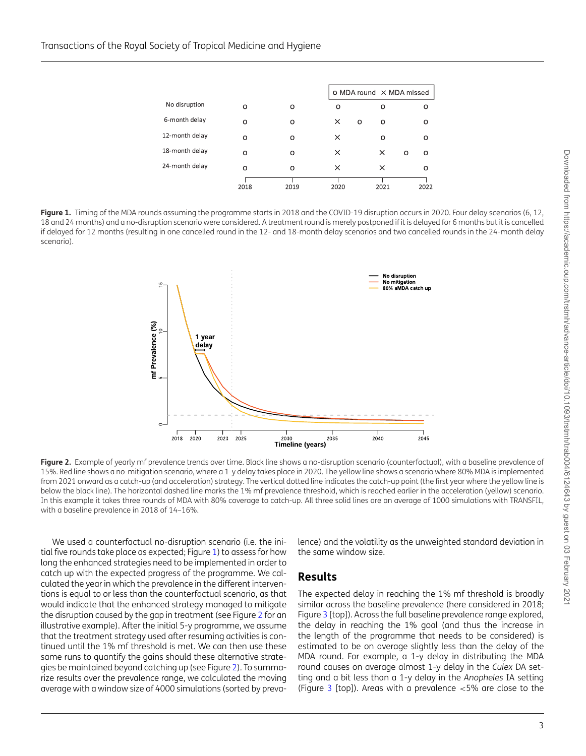Figure 1. Timing of the MDA rounds assuming the programme starts in 2018 and the COVID-19 disruption occurs in 2020. Four delay scenarios (6, 12, 18 and 24 months) and a no-disruption scenario were considered. A treatment round is merely postponed if it is delayed for 6 months but it is cancelled if delayed for 12 months (resulting in one cancelled round in the 12- and 18-month delay scenarios and two cancelled rounds in the 24-month delay scenario).

Figure 2. Example of yearly mf prevalence trends over time. Black line shows a no-disruption scenario (counterfactual), with a baseline prevalence of 15%. Red line shows a no-mitigation scenario, where a 1-y delay takes place in 2020. The yellow line shows a scenario where 80% MDA is implemented from 2021 onward as a catch-up (and acceleration) strategy. The vertical dotted line indicates the catch-up point (the first year where the yellow line is below the black line). The horizontal dashed line marks the 1% mf prevalence threshold, which is reached earlier in the acceleration (yellow) scenario. In this example it takes three rounds of MDA with 80% coverage to catch-up. All three solid lines are an average of 1000 simulations with TRANSFIL, with a baseline prevalence in 2018 of 14–16%.

We used a counterfactual no-disruption scenario (i.e. the initial five rounds take place as expected; Figure 1) to assess for how long the enhanced strategies need to be implemented in order to catch up with the expected progress of the programme. We calculated the year in which the prevalence in the different interventions is equal to or less than the counterfactual scenario, as that would indicate that the enhanced strategy managed to mitigate the disruption caused by the gap in treatment (see Figure 2 for an illustrative example). After the initial 5-y programme, we assume that the treatment strategy used after resuming activities is continued until the 1% mf threshold is met. We can then use these same runs to quantify the gains should these alternative strategies be maintained beyond catching up (see Figure 2). To summarize results over the prevalence range, we calculated the moving average with a window size of 4000 simulations (sorted by prevalence) and the volatility as the unweighted standard deviation in the same window size.

## Results

The expected delay in reaching the 1% mf threshold is broadly similar across the baseline prevalence (here considered in 2018; Figure 3 [top]). Across the full baseline prevalence range explored, the delay in reaching the 1% goal (and thus the increase in the length of the programme that needs to be considered) is estimated to be on average slightly less than the delay of the MDA round. For example, a 1-y delay in distributing the MDA round causes on average almost 1-y delay in the *Culex* DA setting and a bit less than a 1-y delay in the *Anopheles* IA setting (Figure 3 [top]). Areas with a prevalence <5% are close to the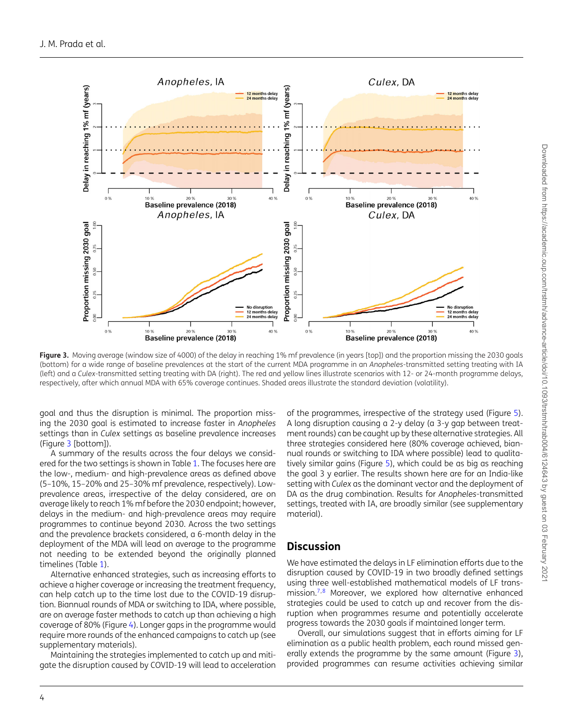Figure 3. Moving average (window size of 4000) of the delay in reaching 1% mf prevalence (in years [top]) and the proportion missing the 2030 goals (bottom) for a wide range of baseline prevalences at the start of the current MDA programme in an *Anopheles*-transmitted setting treating with IA (left) and a *Culex*-transmitted setting treating with DA (right). The red and yellow lines illustrate scenarios with 12- or 24-month programme delays, respectively, after which annual MDA with 65% coverage continues. Shaded areas illustrate the standard deviation (volatility).

goal and thus the disruption is minimal. The proportion missing the 2030 goal is estimated to increase faster in *Anopheles* settings than in *Culex* settings as baseline prevalence increases (Figure 3 [bottom]).

A summary of the results across the four delays we considered for the two settings is shown in Table 1. The focuses here are the low-, medium- and high-prevalence areas as defined above (5–10%, 15–20% and 25–30% mf prevalence, respectively). Low-prevalence areas, irrespective of the delay considered, are on average likely to reach 1% mf before the 2030 endpoint; however, delays in the medium- and high-prevalence areas may require programmes to continue beyond 2030. Across the two settings and the prevalence brackets considered, a 6-month delay in the deployment of the MDA will lead on average to the programme not needing to be extended beyond the originally planned timelines (Table 1).

Alternative enhanced strategies, such as increasing efforts to achieve a higher coverage or increasing the treatment frequency, can help catch up to the time lost due to the COVID-19 disruption. Biannual rounds of MDA or switching to IDA, where possible, are on average faster methods to catch up than achieving a high coverage of 80% (Figure 4). Longer gaps in the programme would require more rounds of the enhanced campaigns to catch up (see supplementary materials).

Maintaining the strategies implemented to catch up and mitigate the disruption caused by COVID-19 will lead to acceleration of the programmes, irrespective of the strategy used (Figure 5). A long disruption causing a 2-y delay (a 3-y gap between treatment rounds) can be caught up by these alternative strategies. All three strategies considered here (80% coverage achieved, biannual rounds or switching to IDA where possible) lead to qualitatively similar gains (Figure 5), which could be as big as reaching the goal 3 y earlier. The results shown here are for an India-like setting with *Culex* as the dominant vector and the deployment of DA as the drug combination. Results for *Anopheles*-transmitted settings, treated with IA, are broadly similar (see supplementary material).

## Discussion

We have estimated the delays in LF elimination efforts due to the disruption caused by COVID-19 in two broadly defined settings using three well-established mathematical models of LF transmission.[7,8] Moreover, we explored how alternative enhanced strategies could be used to catch up and recover from the disruption when programmes resume and potentially accelerate progress towards the 2030 goals if maintained longer term.

Overall, our simulations suggest that in efforts aiming for LF elimination as a public health problem, each round missed generally extends the programme by the same amount (Figure 3), provided programmes can resume activities achieving similar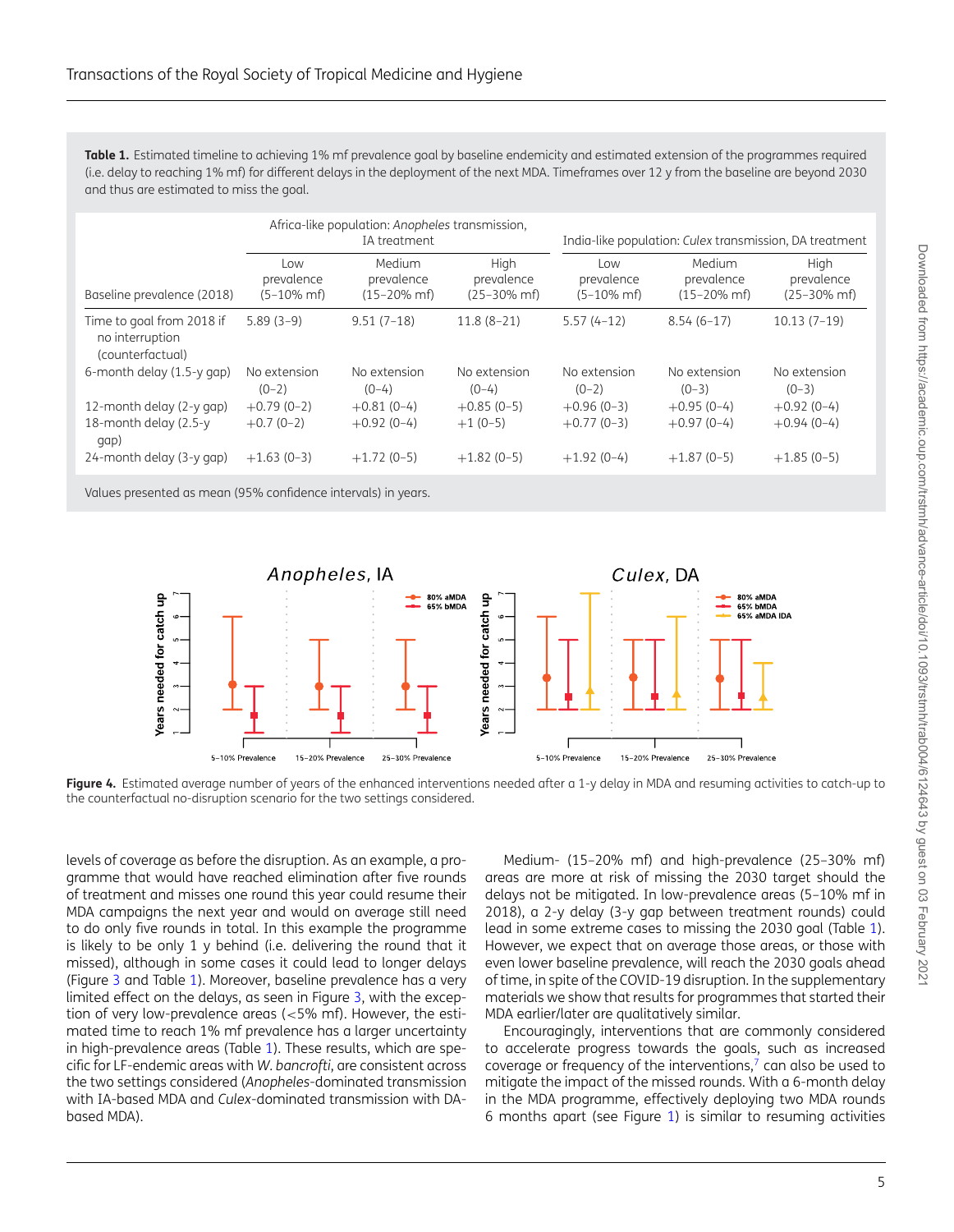**Table 1.** Estimated timeline to achieving 1% mf prevalence goal by baseline endemicity and estimated extension of the programmes required (i.e. delay to reaching 1% mf) for different delays in the deployment of the next MDA. Timeframes over 12 y from the baseline are beyond 2030 and thus are estimated to miss the goal.

| | Africa-like population: *Anopheles* transmission, IA treatment | | | India-like population: *Culex* transmission, DA treatment | | |
|---|---|---|---|---|---|---|
| Baseline prevalence (2018) | Low prevalence (5–10% mf) | Medium prevalence (15–20% mf) | High prevalence (25–30% mf) | Low prevalence (5–10% mf) | Medium prevalence (15–20% mf) | High prevalence (25–30% mf) |
| Time to goal from 2018 if no interruption (counterfactual) | 5.89 (3–9) | 9.51 (7–18) | 11.8 (8–21) | 5.57 (4–12) | 8.54 (6–17) | 10.13 (7–19) |
| 6-month delay (1.5-y gap) | No extension (0–2) | No extension (0–4) | No extension (0–4) | No extension (0–2) | No extension (0–3) | No extension (0–3) |
| 12-month delay (2-y gap) | +0.79 (0–2) | +0.81 (0–4) | +0.85 (0–5) | +0.96 (0–3) | +0.95 (0–4) | +0.92 (0–4) |
| 18-month delay (2.5-y gap) | +0.7 (0–2) | +0.92 (0–4) | +1 (0–5) | +0.77 (0–3) | +0.97 (0–4) | +0.94 (0–4) |
| 24-month delay (3-y gap) | +1.63 (0–3) | +1.72 (0–5) | +1.82 (0–5) | +1.92 (0–4) | +1.87 (0–5) | +1.85 (0–5) |

Values presented as mean (95% confidence intervals) in years.

**Figure 4.** Estimated average number of years of the enhanced interventions needed after a 1-y delay in MDA and resuming activities to catch-up to the counterfactual no-disruption scenario for the two settings considered.

levels of coverage as before the disruption. As an example, a programme that would have reached elimination after five rounds of treatment and misses one round this year could resume their MDA campaigns the next year and would on average still need to do only five rounds in total. In this example the programme is likely to be only 1 y behind (i.e. delivering the round that it missed), although in some cases it could lead to longer delays (Figure 3 and Table 1). Moreover, baseline prevalence has a very limited effect on the delays, as seen in Figure 3, with the exception of very low-prevalence areas (<5% mf). However, the estimated time to reach 1% mf prevalence has a larger uncertainty in high-prevalence areas (Table 1). These results, which are specific for LF-endemic areas with *W. bancrofti*, are consistent across the two settings considered (*Anopheles*-dominated transmission with IA-based MDA and *Culex*-dominated transmission with DA-based MDA).

Medium- (15–20% mf) and high-prevalence (25–30% mf) areas are more at risk of missing the 2030 target should the delays not be mitigated. In low-prevalence areas (5–10% mf in 2018), a 2-y delay (3-y gap between treatment rounds) could lead in some extreme cases to missing the 2030 goal (Table 1). However, we expect that on average those areas, or those with even lower baseline prevalence, will reach the 2030 goals ahead of time, in spite of the COVID-19 disruption. In the supplementary materials we show that results for programmes that started their MDA earlier/later are qualitatively similar.

Encouragingly, interventions that are commonly considered to accelerate progress towards the goals, such as increased coverage or frequency of the interventions,[7] can also be used to mitigate the impact of the missed rounds. With a 6-month delay in the MDA programme, effectively deploying two MDA rounds 6 months apart (see Figure 1) is similar to resuming activities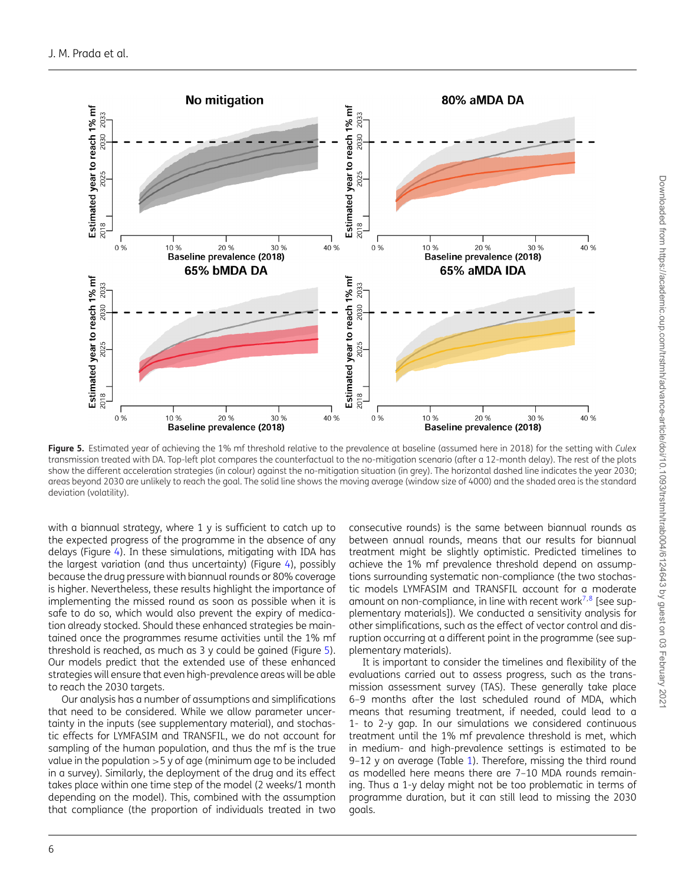Figure 5. Estimated year of achieving the 1% mf threshold relative to the prevalence at baseline (assumed here in 2018) for the setting with *Culex* transmission treated with DA. Top-left plot compares the counterfactual to the no-mitigation scenario (after a 12-month delay). The rest of the plots show the different acceleration strategies (in colour) against the no-mitigation situation (in grey). The horizontal dashed line indicates the year 2030; areas beyond 2030 are unlikely to reach the goal. The solid line shows the moving average (window size of 4000) and the shaded area is the standard deviation (volatility).

with a biannual strategy, where 1 y is sufficient to catch up to the expected progress of the programme in the absence of any delays (Figure 4). In these simulations, mitigating with IDA has the largest variation (and thus uncertainty) (Figure 4), possibly because the drug pressure with biannual rounds or 80% coverage is higher. Nevertheless, these results highlight the importance of implementing the missed round as soon as possible when it is safe to do so, which would also prevent the expiry of medication already stocked. Should these enhanced strategies be maintained once the programmes resume activities until the 1% mf threshold is reached, as much as 3 y could be gained (Figure 5). Our models predict that the extended use of these enhanced strategies will ensure that even high-prevalence areas will be able to reach the 2030 targets.

Our analysis has a number of assumptions and simplifications that need to be considered. While we allow parameter uncertainty in the inputs (see supplementary material), and stochastic effects for LYMFASIM and TRANSFIL, we do not account for sampling of the human population, and thus the mf is the true value in the population >5 y of age (minimum age to be included in a survey). Similarly, the deployment of the drug and its effect takes place within one time step of the model (2 weeks/1 month depending on the model). This, combined with the assumption that compliance (the proportion of individuals treated in two consecutive rounds) is the same between biannual rounds as between annual rounds, means that our results for biannual treatment might be slightly optimistic. Predicted timelines to achieve the 1% mf prevalence threshold depend on assumptions surrounding systematic non-compliance (the two stochastic models LYMFASIM and TRANSFIL account for a moderate amount on non-compliance, in line with recent work[7,8] [see supplementary materials]). We conducted a sensitivity analysis for other simplifications, such as the effect of vector control and disruption occurring at a different point in the programme (see supplementary materials).

It is important to consider the timelines and flexibility of the evaluations carried out to assess progress, such as the transmission assessment survey (TAS). These generally take place 6–9 months after the last scheduled round of MDA, which means that resuming treatment, if needed, could lead to a 1- to 2-y gap. In our simulations we considered continuous treatment until the 1% mf prevalence threshold is met, which in medium- and high-prevalence settings is estimated to be 9–12 y on average (Table 1). Therefore, missing the third round as modelled here means there are 7–10 MDA rounds remaining. Thus a 1-y delay might not be too problematic in terms of programme duration, but it can still lead to missing the 2030 goals.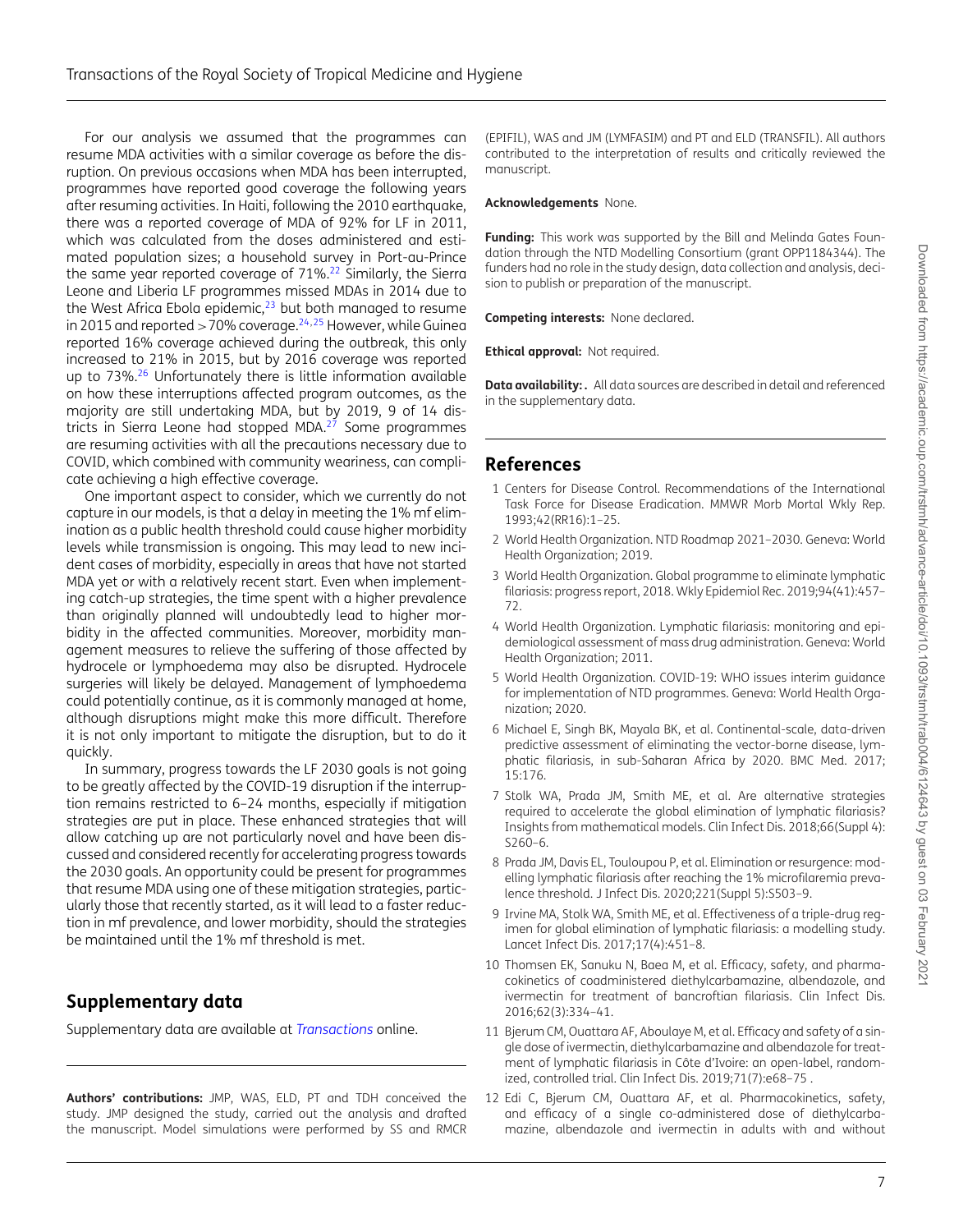For our analysis we assumed that the programmes can resume MDA activities with a similar coverage as before the disruption. On previous occasions when MDA has been interrupted, programmes have reported good coverage the following years after resuming activities. In Haiti, following the 2010 earthquake, there was a reported coverage of MDA of 92% for LF in 2011, which was calculated from the doses administered and estimated population sizes; a household survey in Port-au-Prince the same year reported coverage of 71%.[22] Similarly, the Sierra Leone and Liberia LF programmes missed MDAs in 2014 due to the West Africa Ebola epidemic,[23] but both managed to resume in 2015 and reported >70% coverage.[24,25] However, while Guinea reported 16% coverage achieved during the outbreak, this only increased to 21% in 2015, but by 2016 coverage was reported up to 73%.[26] Unfortunately there is little information available on how these interruptions affected program outcomes, as the majority are still undertaking MDA, but by 2019, 9 of 14 districts in Sierra Leone had stopped MDA.[27] Some programmes are resuming activities with all the precautions necessary due to COVID, which combined with community weariness, can complicate achieving a high effective coverage.

One important aspect to consider, which we currently do not capture in our models, is that a delay in meeting the 1% mf elimination as a public health threshold could cause higher morbidity levels while transmission is ongoing. This may lead to new incident cases of morbidity, especially in areas that have not started MDA yet or with a relatively recent start. Even when implementing catch-up strategies, the time spent with a higher prevalence than originally planned will undoubtedly lead to higher morbidity in the affected communities. Moreover, morbidity management measures to relieve the suffering of those affected by hydrocele or lymphoedema may also be disrupted. Hydrocele surgeries will likely be delayed. Management of lymphoedema could potentially continue, as it is commonly managed at home, although disruptions might make this more difficult. Therefore it is not only important to mitigate the disruption, but to do it quickly.

In summary, progress towards the LF 2030 goals is not going to be greatly affected by the COVID-19 disruption if the interruption remains restricted to 6–24 months, especially if mitigation strategies are put in place. These enhanced strategies that will allow catching up are not particularly novel and have been discussed and considered recently for accelerating progress towards the 2030 goals. An opportunity could be present for programmes that resume MDA using one of these mitigation strategies, particularly those that recently started, as it will lead to a faster reduction in mf prevalence, and lower morbidity, should the strategies be maintained until the 1% mf threshold is met.

## Supplementary data

Supplementary data are available at *Transactions* online.

**Authors' contributions:** JMP, WAS, ELD, PT and TDH conceived the study. JMP designed the study, carried out the analysis and drafted the manuscript. Model simulations were performed by SS and RMCR (EPIFIL), WAS and JM (LYMFASIM) and PT and ELD (TRANSFIL). All authors contributed to the interpretation of results and critically reviewed the manuscript.

**Acknowledgements** None.

**Funding:** This work was supported by the Bill and Melinda Gates Foundation through the NTD Modelling Consortium (grant OPP1184344). The funders had no role in the study design, data collection and analysis, decision to publish or preparation of the manuscript.

**Competing interests:** None declared.

**Ethical approval:** Not required.

**Data availability:** All data sources are described in detail and referenced in the supplementary data.

## References

1 Centers for Disease Control. Recommendations of the International Task Force for Disease Eradication. MMWR Morb Mortal Wkly Rep. 1993;42(RR16):1–25.

2 World Health Organization. NTD Roadmap 2021–2030. Geneva: World Health Organization; 2019.

3 World Health Organization. Global programme to eliminate lymphatic filariasis: progress report, 2018. Wkly Epidemiol Rec. 2019;94(41):457–72.

4 World Health Organization. Lymphatic filariasis: monitoring and epidemiological assessment of mass drug administration. Geneva: World Health Organization; 2011.

5 World Health Organization. COVID-19: WHO issues interim guidance for implementation of NTD programmes. Geneva: World Health Organization; 2020.

6 Michael E, Singh BK, Mayala BK, et al. Continental-scale, data-driven predictive assessment of eliminating the vector-borne disease, lymphatic filariasis, in sub-Saharan Africa by 2020. BMC Med. 2017; 15:176.

7 Stolk WA, Prada JM, Smith ME, et al. Are alternative strategies required to accelerate the global elimination of lymphatic filariasis? Insights from mathematical models. Clin Infect Dis. 2018;66(Suppl 4): S260–6.

8 Prada JM, Davis EL, Touloupou P, et al. Elimination or resurgence: modelling lymphatic filariasis after reaching the 1% microfilaremia prevalence threshold. J Infect Dis. 2020;221(Suppl 5):S503–9.

9 Irvine MA, Stolk WA, Smith ME, et al. Effectiveness of a triple-drug regimen for global elimination of lymphatic filariasis: a modelling study. Lancet Infect Dis. 2017;17(4):451–8.

10 Thomsen EK, Sanuku N, Baea M, et al. Efficacy, safety, and pharmacokinetics of coadministered diethylcarbamazine, albendazole, and ivermectin for treatment of bancroftian filariasis. Clin Infect Dis. 2016;62(3):334–41.

11 Bjerum CM, Ouattara AF, Aboulaye M, et al. Efficacy and safety of a single dose of ivermectin, diethylcarbamazine and albendazole for treatment of lymphatic filariasis in Côte d'Ivoire: an open-label, randomized, controlled trial. Clin Infect Dis. 2019;71(7):e68–75 .

12 Edi C, Bjerum CM, Ouattara AF, et al. Pharmacokinetics, safety, and efficacy of a single co-administered dose of diethylcarbamazine, albendazole and ivermectin in adults with and without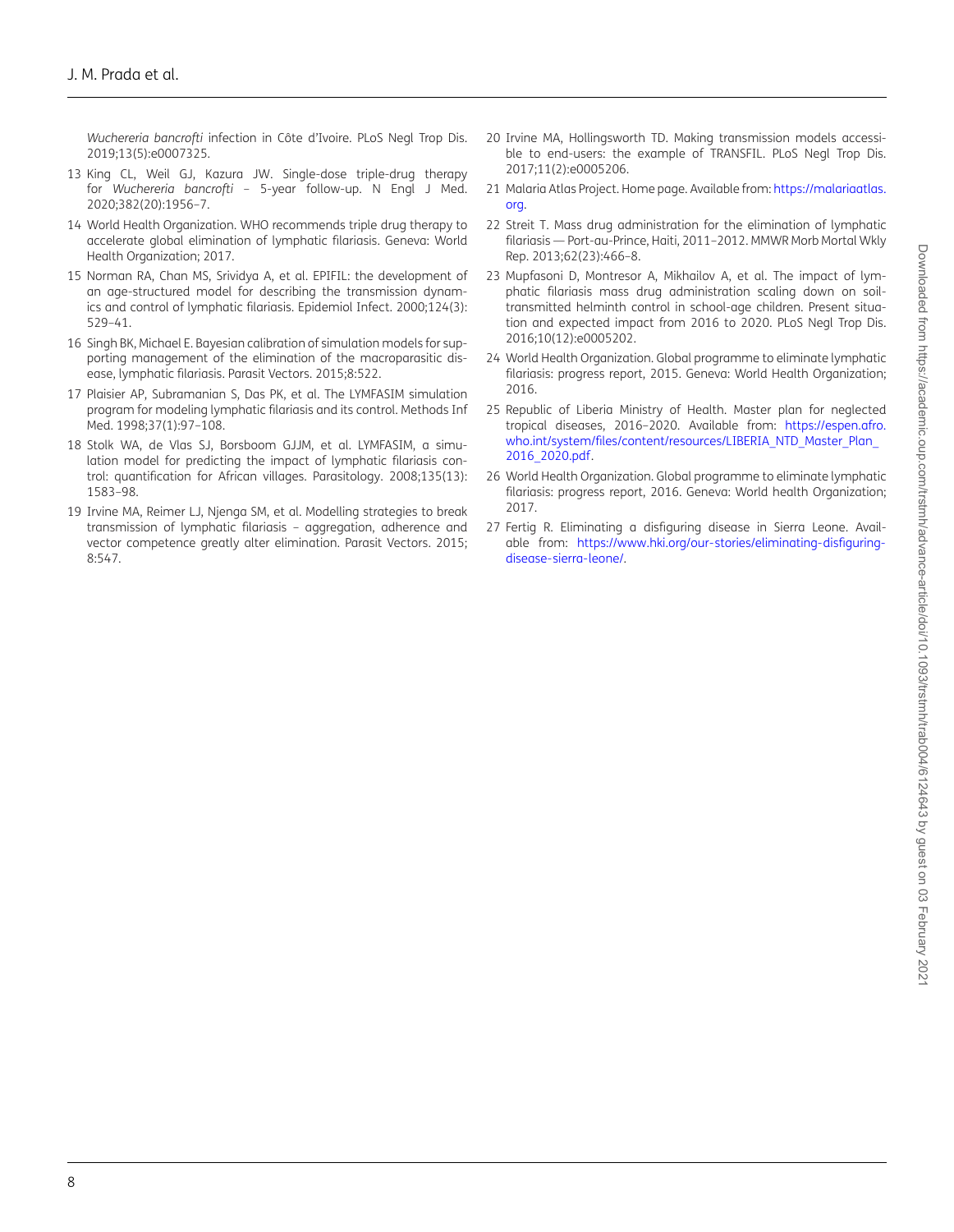*Wuchereria bancrofti* infection in Côte d'Ivoire. PLoS Negl Trop Dis. 2019;13(5):e0007325.

13 King CL, Weil GJ, Kazura JW. Single-dose triple-drug therapy for *Wuchereria bancrofti* – 5-year follow-up. N Engl J Med. 2020;382(20):1956–7.

14 World Health Organization. WHO recommends triple drug therapy to accelerate global elimination of lymphatic filariasis. Geneva: World Health Organization; 2017.

15 Norman RA, Chan MS, Srividya A, et al. EPIFIL: the development of an age-structured model for describing the transmission dynamics and control of lymphatic filariasis. Epidemiol Infect. 2000;124(3): 529–41.

16 Singh BK, Michael E. Bayesian calibration of simulation models for supporting management of the elimination of the macroparasitic disease, lymphatic filariasis. Parasit Vectors. 2015;8:522.

17 Plaisier AP, Subramanian S, Das PK, et al. The LYMFASIM simulation program for modeling lymphatic filariasis and its control. Methods Inf Med. 1998;37(1):97–108.

18 Stolk WA, de Vlas SJ, Borsboom GJJM, et al. LYMFASIM, a simulation model for predicting the impact of lymphatic filariasis control: quantification for African villages. Parasitology. 2008;135(13): 1583–98.

19 Irvine MA, Reimer LJ, Njenga SM, et al. Modelling strategies to break transmission of lymphatic filariasis – aggregation, adherence and vector competence greatly alter elimination. Parasit Vectors. 2015; 8:547.

20 Irvine MA, Hollingsworth TD. Making transmission models accessible to end-users: the example of TRANSFIL. PLoS Negl Trop Dis. 2017;11(2):e0005206.

21 Malaria Atlas Project. Home page. Available from: https://malariaatlas.org.

22 Streit T. Mass drug administration for the elimination of lymphatic filariasis — Port-au-Prince, Haiti, 2011–2012. MMWR Morb Mortal Wkly Rep. 2013;62(23):466–8.

23 Mupfasoni D, Montresor A, Mikhailov A, et al. The impact of lymphatic filariasis mass drug administration scaling down on soil-transmitted helminth control in school-age children. Present situation and expected impact from 2016 to 2020. PLoS Negl Trop Dis. 2016;10(12):e0005202.

24 World Health Organization. Global programme to eliminate lymphatic filariasis: progress report, 2015. Geneva: World Health Organization; 2016.

25 Republic of Liberia Ministry of Health. Master plan for neglected tropical diseases, 2016–2020. Available from: https://espen.afro.who.int/system/files/content/resources/LIBERIA_NTD_Master_Plan_2016_2020.pdf.

26 World Health Organization. Global programme to eliminate lymphatic filariasis: progress report, 2016. Geneva: World health Organization; 2017.

27 Fertig R. Eliminating a disfiguring disease in Sierra Leone. Available from: https://www.hki.org/our-stories/eliminating-disfiguring-disease-sierra-leone/.